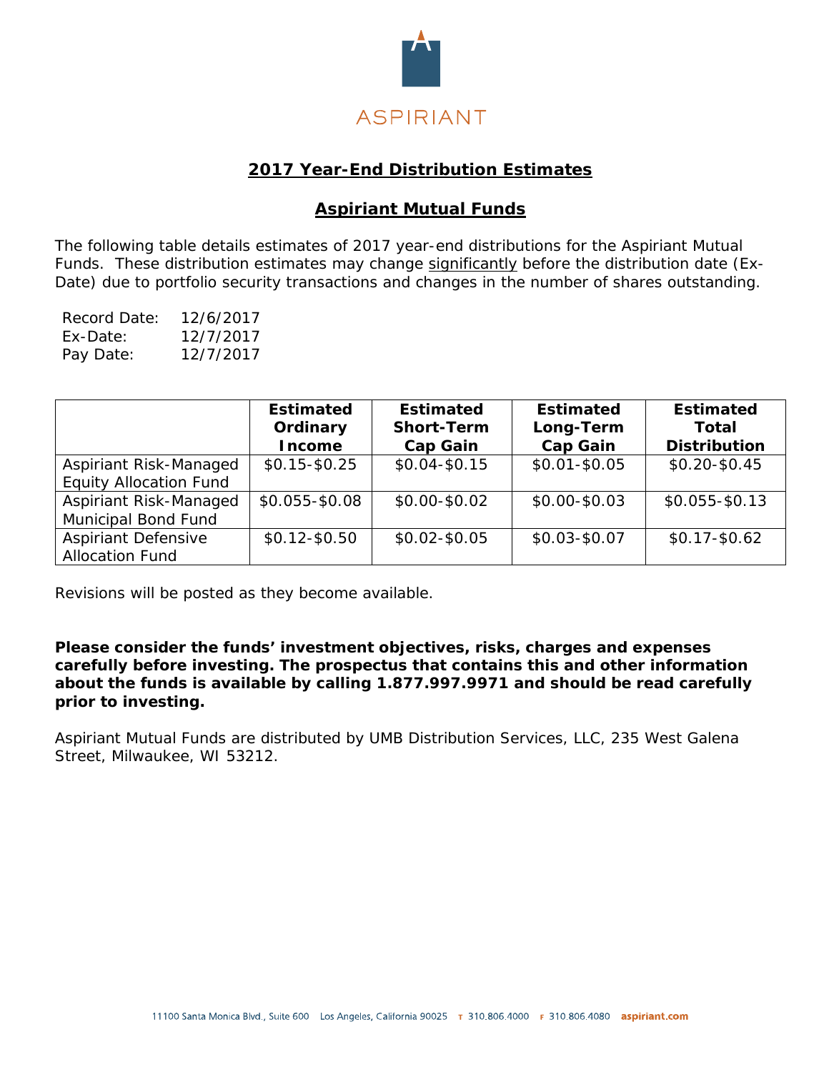ASPIRIANT

## 2017 Year-End Distribution Estimates

## Aspiriant Mutual Funds

The following table details estimates of 2017 year-end distributions for the Aspiriant Mutual Funds. These distribution estimates may change significantly before the distribution date (Ex-Date) due to portfolio security transactions and changes in the number of shares outstanding.

Record Date: 12/6/2017
Ex-Date: 12/7/2017
Pay Date: 12/7/2017

| | Estimated Ordinary Income | Estimated Short-Term Cap Gain | Estimated Long-Term Cap Gain | Estimated Total Distribution |
|---|---|---|---|---|
| Aspiriant Risk-Managed Equity Allocation Fund | $0.15-$0.25 | $0.04-$0.15 | $0.01-$0.05 | $0.20-$0.45 |
| Aspiriant Risk-Managed Municipal Bond Fund | $0.055-$0.08 | $0.00-$0.02 | $0.00-$0.03 | $0.055-$0.13 |
| Aspiriant Defensive Allocation Fund | $0.12-$0.50 | $0.02-$0.05 | $0.03-$0.07 | $0.17-$0.62 |

Revisions will be posted as they become available.

**Please consider the funds' investment objectives, risks, charges and expenses carefully before investing. The prospectus that contains this and other information about the funds is available by calling 1.877.997.9971 and should be read carefully prior to investing.**

Aspiriant Mutual Funds are distributed by UMB Distribution Services, LLC, 235 West Galena Street, Milwaukee, WI 53212.

11100 Santa Monica Blvd., Suite 600 Los Angeles, California 90025 T 310.806.4000 F 310.806.4080 aspiriant.com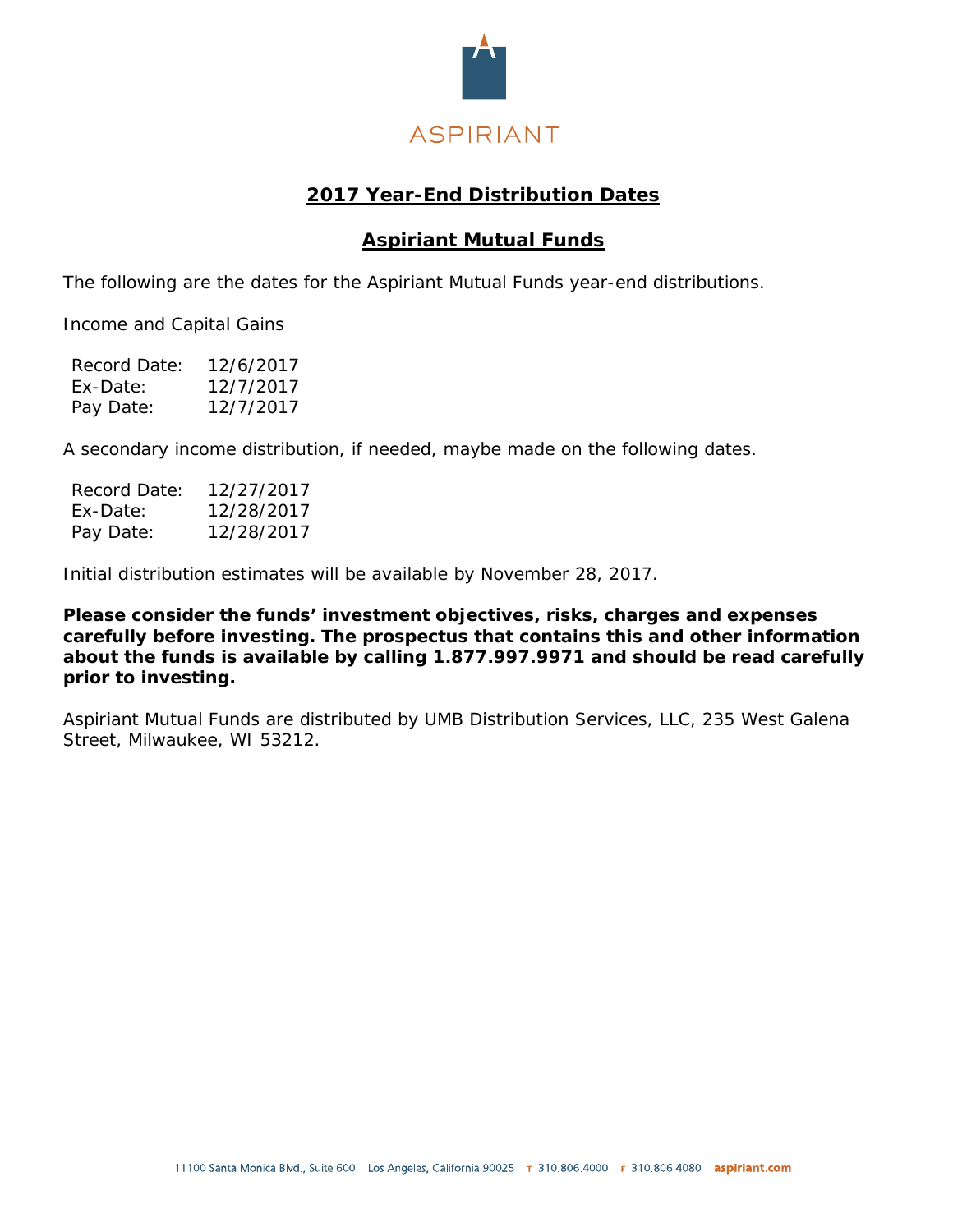ASPIRIANT

## 2017 Year-End Distribution Dates

## Aspiriant Mutual Funds

The following are the dates for the Aspiriant Mutual Funds year-end distributions.

Income and Capital Gains

| | |
|---|---|
| Record Date: | 12/6/2017 |
| Ex-Date: | 12/7/2017 |
| Pay Date: | 12/7/2017 |

A secondary income distribution, if needed, maybe made on the following dates.

| | |
|---|---|
| Record Date: | 12/27/2017 |
| Ex-Date: | 12/28/2017 |
| Pay Date: | 12/28/2017 |

Initial distribution estimates will be available by November 28, 2017.

**Please consider the funds' investment objectives, risks, charges and expenses carefully before investing. The prospectus that contains this and other information about the funds is available by calling 1.877.997.9971 and should be read carefully prior to investing.**

Aspiriant Mutual Funds are distributed by UMB Distribution Services, LLC, 235 West Galena Street, Milwaukee, WI 53212.

11100 Santa Monica Blvd., Suite 600 Los Angeles, California 90025 T 310.806.4000 F 310.806.4080 aspiriant.com